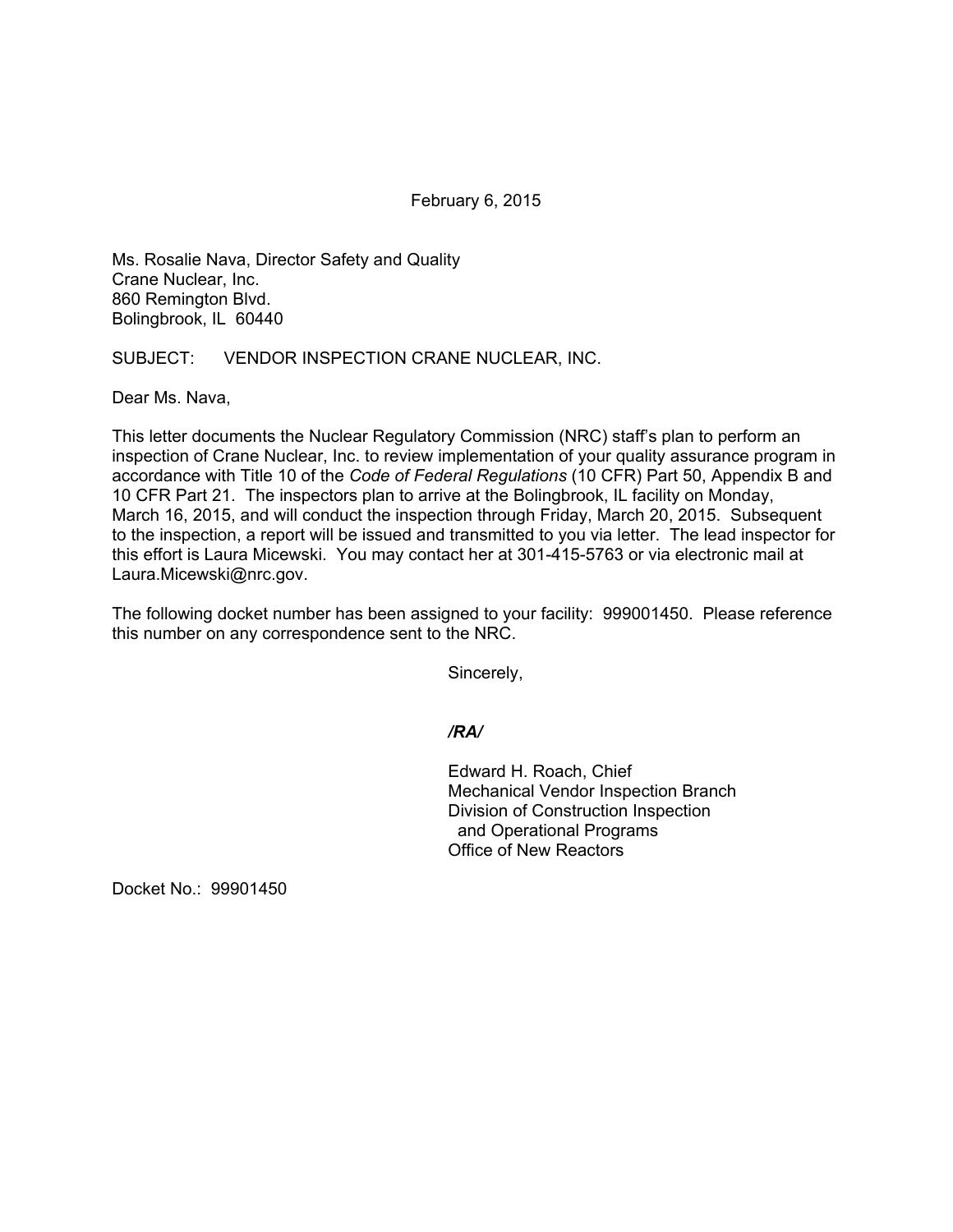February 6, 2015

Ms. Rosalie Nava, Director Safety and Quality
Crane Nuclear, Inc.
860 Remington Blvd.
Bolingbrook, IL 60440

SUBJECT: VENDOR INSPECTION CRANE NUCLEAR, INC.

Dear Ms. Nava,

This letter documents the Nuclear Regulatory Commission (NRC) staff's plan to perform an inspection of Crane Nuclear, Inc. to review implementation of your quality assurance program in accordance with Title 10 of the *Code of Federal Regulations* (10 CFR) Part 50, Appendix B and 10 CFR Part 21. The inspectors plan to arrive at the Bolingbrook, IL facility on Monday, March 16, 2015, and will conduct the inspection through Friday, March 20, 2015. Subsequent to the inspection, a report will be issued and transmitted to you via letter. The lead inspector for this effort is Laura Micewski. You may contact her at 301-415-5763 or via electronic mail at Laura.Micewski@nrc.gov.

The following docket number has been assigned to your facility: 999001450. Please reference this number on any correspondence sent to the NRC.

Sincerely,

***/RA/***

Edward H. Roach, Chief
Mechanical Vendor Inspection Branch
Division of Construction Inspection
and Operational Programs
Office of New Reactors

Docket No.: 99901450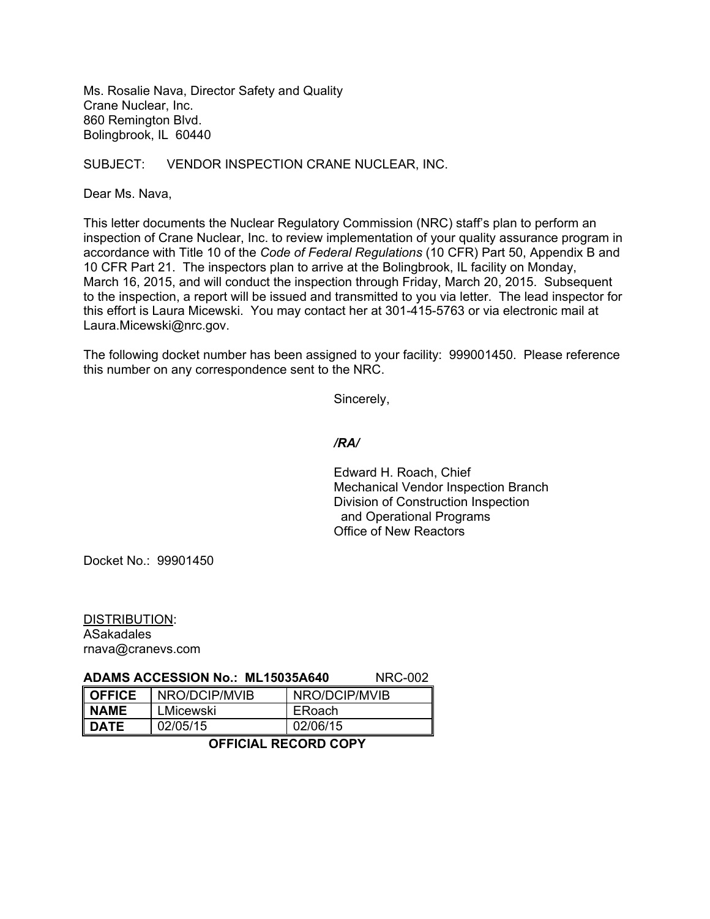Ms. Rosalie Nava, Director Safety and Quality
Crane Nuclear, Inc.
860 Remington Blvd.
Bolingbrook, IL 60440

SUBJECT: VENDOR INSPECTION CRANE NUCLEAR, INC.

Dear Ms. Nava,

This letter documents the Nuclear Regulatory Commission (NRC) staff's plan to perform an inspection of Crane Nuclear, Inc. to review implementation of your quality assurance program in accordance with Title 10 of the *Code of Federal Regulations* (10 CFR) Part 50, Appendix B and 10 CFR Part 21. The inspectors plan to arrive at the Bolingbrook, IL facility on Monday, March 16, 2015, and will conduct the inspection through Friday, March 20, 2015. Subsequent to the inspection, a report will be issued and transmitted to you via letter. The lead inspector for this effort is Laura Micewski. You may contact her at 301-415-5763 or via electronic mail at Laura.Micewski@nrc.gov.

The following docket number has been assigned to your facility: 999001450. Please reference this number on any correspondence sent to the NRC.

Sincerely,

*/RA/*

Edward H. Roach, Chief
Mechanical Vendor Inspection Branch
Division of Construction Inspection
and Operational Programs
Office of New Reactors

Docket No.: 99901450

DISTRIBUTION:
ASakadales
rnava@cranevs.com

**ADAMS ACCESSION No.: ML15035A640** NRC-002

| | | |
|---|---|---|
| **OFFICE** | NRO/DCIP/MVIB | NRO/DCIP/MVIB |
| **NAME** | LMicewski | ERoach |
| **DATE** | 02/05/15 | 02/06/15 |

**OFFICIAL RECORD COPY**